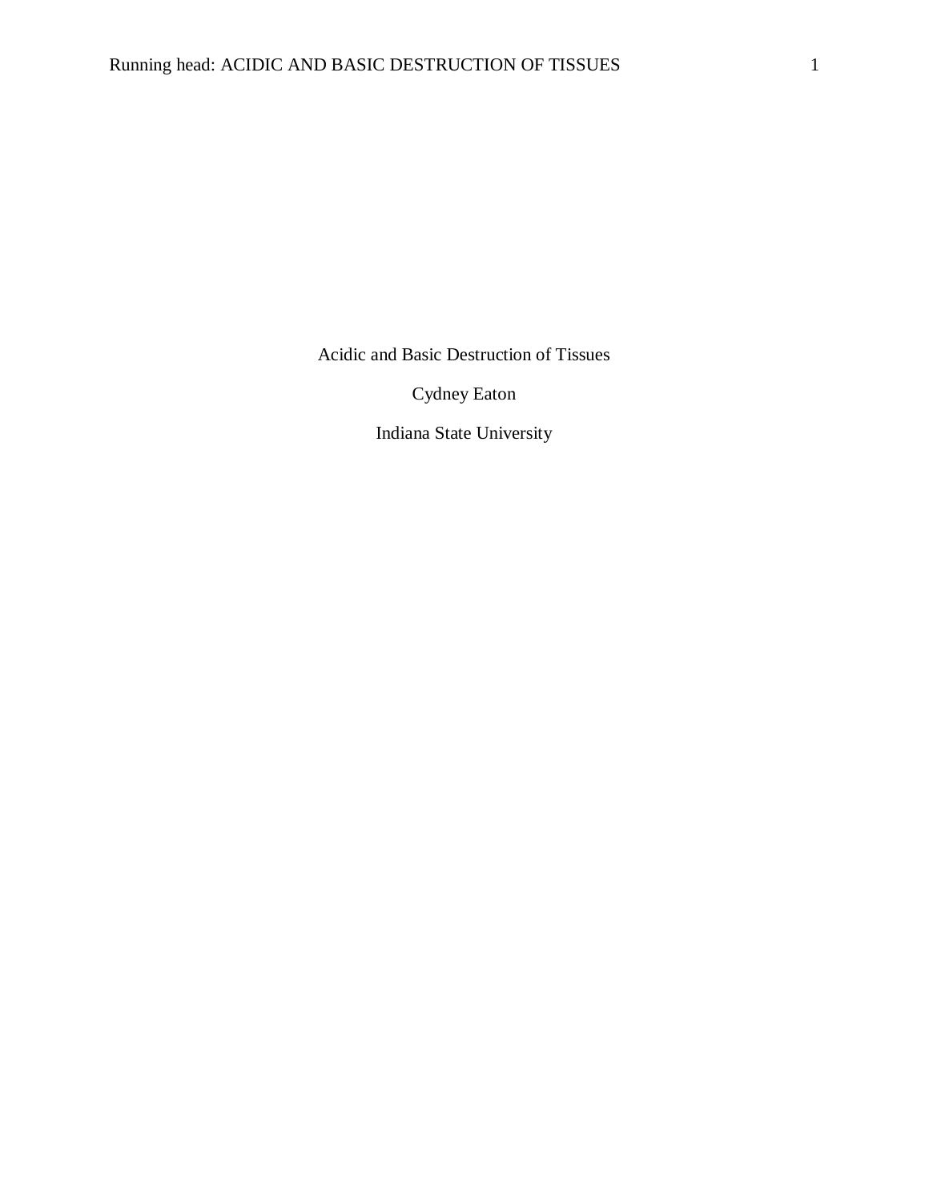# Acidic and Basic Destruction of Tissues

Cydney Eaton

Indiana State University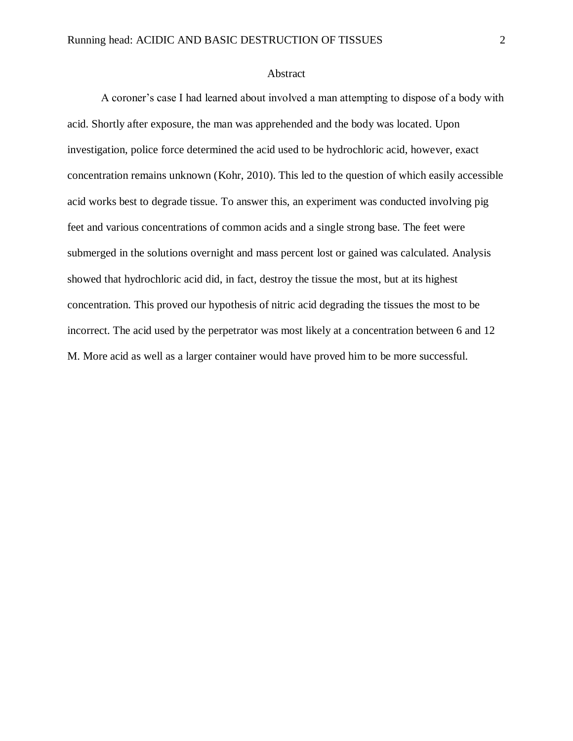# Abstract

A coroner's case I had learned about involved a man attempting to dispose of a body with acid. Shortly after exposure, the man was apprehended and the body was located. Upon investigation, police force determined the acid used to be hydrochloric acid, however, exact concentration remains unknown (Kohr, 2010). This led to the question of which easily accessible acid works best to degrade tissue. To answer this, an experiment was conducted involving pig feet and various concentrations of common acids and a single strong base. The feet were submerged in the solutions overnight and mass percent lost or gained was calculated. Analysis showed that hydrochloric acid did, in fact, destroy the tissue the most, but at its highest concentration. This proved our hypothesis of nitric acid degrading the tissues the most to be incorrect. The acid used by the perpetrator was most likely at a concentration between 6 and 12 M. More acid as well as a larger container would have proved him to be more successful.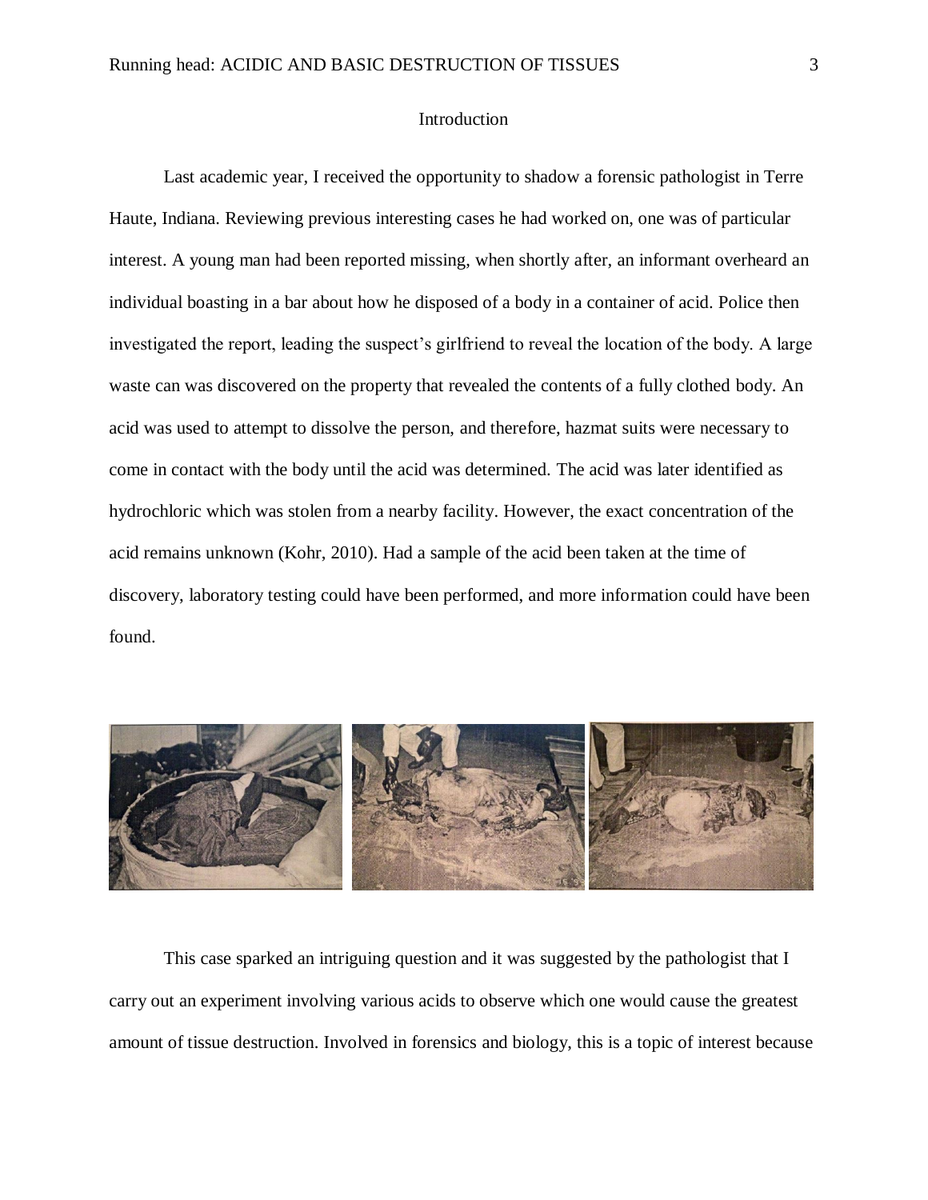## Introduction

Last academic year, I received the opportunity to shadow a forensic pathologist in Terre Haute, Indiana. Reviewing previous interesting cases he had worked on, one was of particular interest. A young man had been reported missing, when shortly after, an informant overheard an individual boasting in a bar about how he disposed of a body in a container of acid. Police then investigated the report, leading the suspect's girlfriend to reveal the location of the body. A large waste can was discovered on the property that revealed the contents of a fully clothed body. An acid was used to attempt to dissolve the person, and therefore, hazmat suits were necessary to come in contact with the body until the acid was determined. The acid was later identified as hydrochloric which was stolen from a nearby facility. However, the exact concentration of the acid remains unknown (Kohr, 2010). Had a sample of the acid been taken at the time of discovery, laboratory testing could have been performed, and more information could have been found.

This case sparked an intriguing question and it was suggested by the pathologist that I carry out an experiment involving various acids to observe which one would cause the greatest amount of tissue destruction. Involved in forensics and biology, this is a topic of interest because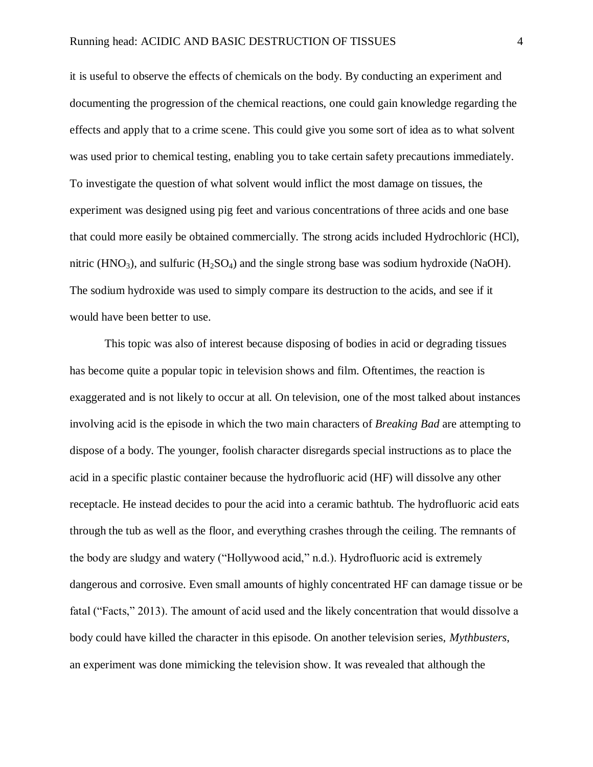it is useful to observe the effects of chemicals on the body. By conducting an experiment and documenting the progression of the chemical reactions, one could gain knowledge regarding the effects and apply that to a crime scene. This could give you some sort of idea as to what solvent was used prior to chemical testing, enabling you to take certain safety precautions immediately. To investigate the question of what solvent would inflict the most damage on tissues, the experiment was designed using pig feet and various concentrations of three acids and one base that could more easily be obtained commercially. The strong acids included Hydrochloric (HCl), nitric ($HNO_3$), and sulfuric ($H_2SO_4$) and the single strong base was sodium hydroxide (NaOH). The sodium hydroxide was used to simply compare its destruction to the acids, and see if it would have been better to use.

This topic was also of interest because disposing of bodies in acid or degrading tissues has become quite a popular topic in television shows and film. Oftentimes, the reaction is exaggerated and is not likely to occur at all. On television, one of the most talked about instances involving acid is the episode in which the two main characters of *Breaking Bad* are attempting to dispose of a body. The younger, foolish character disregards special instructions as to place the acid in a specific plastic container because the hydrofluoric acid (HF) will dissolve any other receptacle. He instead decides to pour the acid into a ceramic bathtub. The hydrofluoric acid eats through the tub as well as the floor, and everything crashes through the ceiling. The remnants of the body are sludgy and watery ("Hollywood acid," n.d.). Hydrofluoric acid is extremely dangerous and corrosive. Even small amounts of highly concentrated HF can damage tissue or be fatal ("Facts," 2013). The amount of acid used and the likely concentration that would dissolve a body could have killed the character in this episode. On another television series, *Mythbusters*, an experiment was done mimicking the television show. It was revealed that although the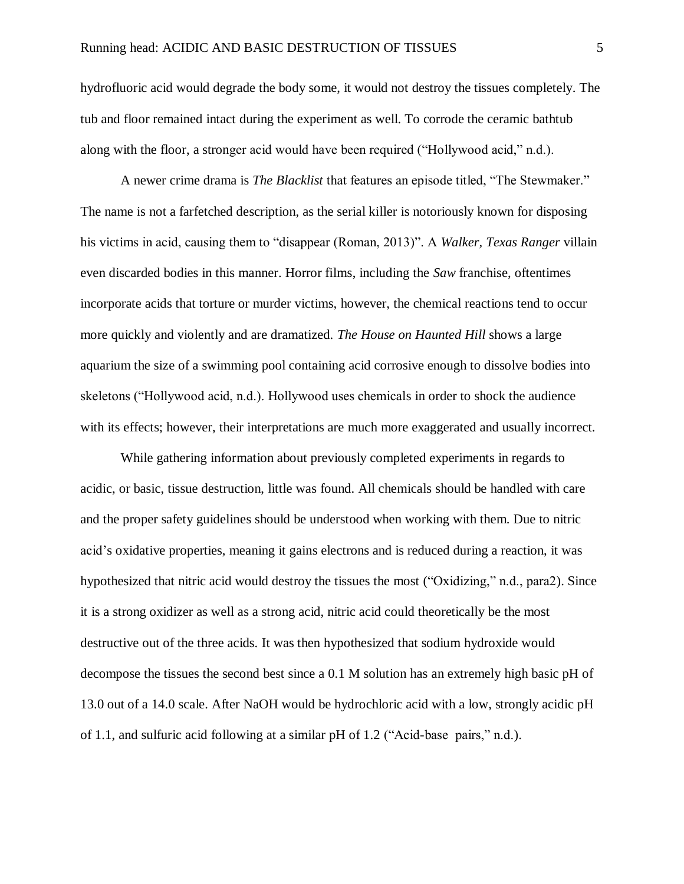hydrofluoric acid would degrade the body some, it would not destroy the tissues completely. The tub and floor remained intact during the experiment as well. To corrode the ceramic bathtub along with the floor, a stronger acid would have been required ("Hollywood acid," n.d.).

A newer crime drama is *The Blacklist* that features an episode titled, "The Stewmaker." The name is not a farfetched description, as the serial killer is notoriously known for disposing his victims in acid, causing them to "disappear (Roman, 2013)". A *Walker, Texas Ranger* villain even discarded bodies in this manner. Horror films, including the *Saw* franchise, oftentimes incorporate acids that torture or murder victims, however, the chemical reactions tend to occur more quickly and violently and are dramatized. *The House on Haunted Hill* shows a large aquarium the size of a swimming pool containing acid corrosive enough to dissolve bodies into skeletons ("Hollywood acid, n.d.). Hollywood uses chemicals in order to shock the audience with its effects; however, their interpretations are much more exaggerated and usually incorrect.

While gathering information about previously completed experiments in regards to acidic, or basic, tissue destruction, little was found. All chemicals should be handled with care and the proper safety guidelines should be understood when working with them. Due to nitric acid's oxidative properties, meaning it gains electrons and is reduced during a reaction, it was hypothesized that nitric acid would destroy the tissues the most ("Oxidizing," n.d., para2). Since it is a strong oxidizer as well as a strong acid, nitric acid could theoretically be the most destructive out of the three acids. It was then hypothesized that sodium hydroxide would decompose the tissues the second best since a 0.1 M solution has an extremely high basic pH of 13.0 out of a 14.0 scale. After NaOH would be hydrochloric acid with a low, strongly acidic pH of 1.1, and sulfuric acid following at a similar pH of 1.2 ("Acid-base pairs," n.d.).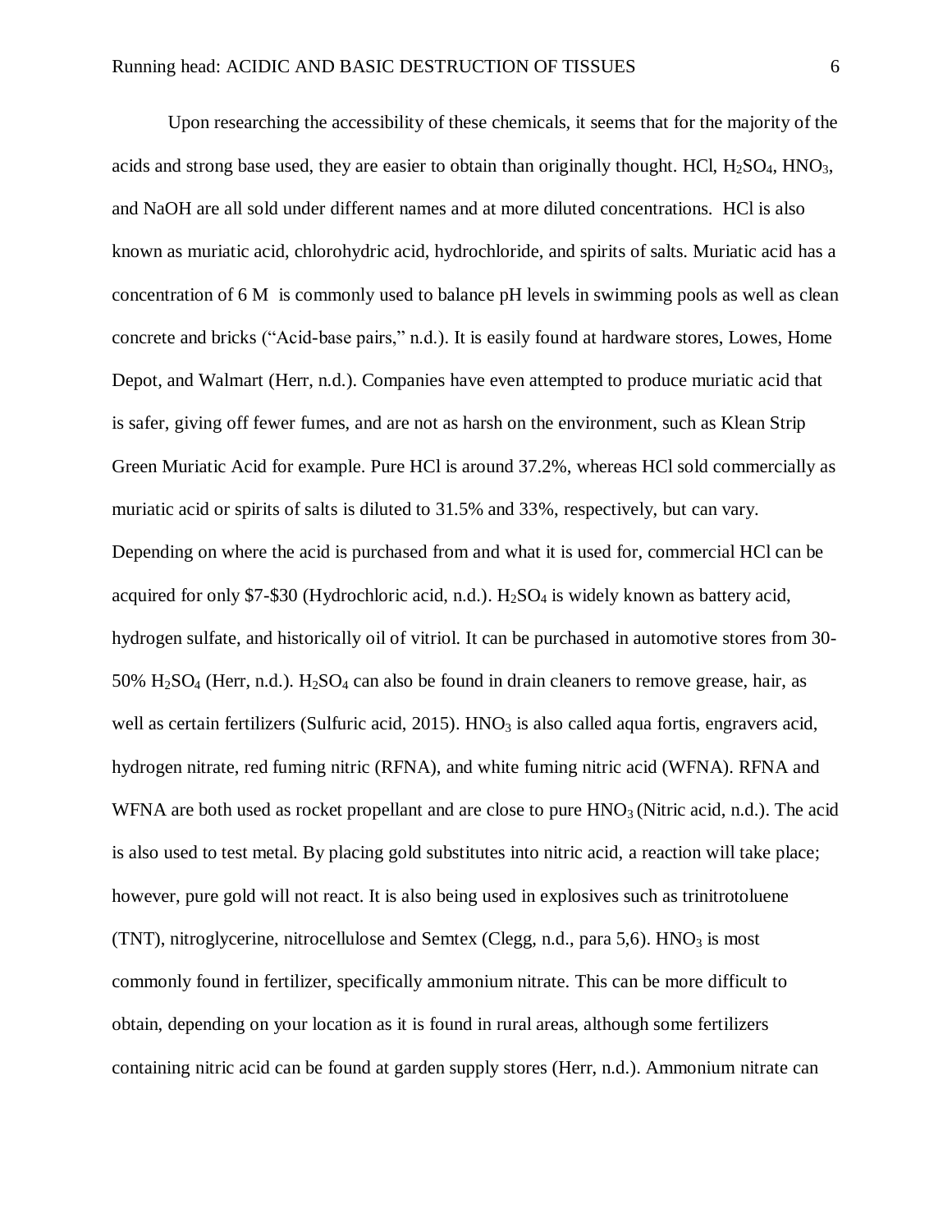Upon researching the accessibility of these chemicals, it seems that for the majority of the acids and strong base used, they are easier to obtain than originally thought. HCl, $H_2SO_4$, $HNO_3$, and NaOH are all sold under different names and at more diluted concentrations. HCl is also known as muriatic acid, chlorohydric acid, hydrochloride, and spirits of salts. Muriatic acid has a concentration of 6 M is commonly used to balance pH levels in swimming pools as well as clean concrete and bricks ("Acid-base pairs," n.d.). It is easily found at hardware stores, Lowes, Home Depot, and Walmart (Herr, n.d.). Companies have even attempted to produce muriatic acid that is safer, giving off fewer fumes, and are not as harsh on the environment, such as Klean Strip Green Muriatic Acid for example. Pure HCl is around 37.2%, whereas HCl sold commercially as muriatic acid or spirits of salts is diluted to 31.5% and 33%, respectively, but can vary. Depending on where the acid is purchased from and what it is used for, commercial HCl can be acquired for only $7-$30 (Hydrochloric acid, n.d.). $H_2SO_4$ is widely known as battery acid, hydrogen sulfate, and historically oil of vitriol. It can be purchased in automotive stores from 30-50% $H_2SO_4$ (Herr, n.d.). $H_2SO_4$ can also be found in drain cleaners to remove grease, hair, as well as certain fertilizers (Sulfuric acid, 2015). $HNO_3$ is also called aqua fortis, engravers acid, hydrogen nitrate, red fuming nitric (RFNA), and white fuming nitric acid (WFNA). RFNA and WFNA are both used as rocket propellant and are close to pure $HNO_3$ (Nitric acid, n.d.). The acid is also used to test metal. By placing gold substitutes into nitric acid, a reaction will take place; however, pure gold will not react. It is also being used in explosives such as trinitrotoluene (TNT), nitroglycerine, nitrocellulose and Semtex (Clegg, n.d., para 5,6). $HNO_3$ is most commonly found in fertilizer, specifically ammonium nitrate. This can be more difficult to obtain, depending on your location as it is found in rural areas, although some fertilizers containing nitric acid can be found at garden supply stores (Herr, n.d.). Ammonium nitrate can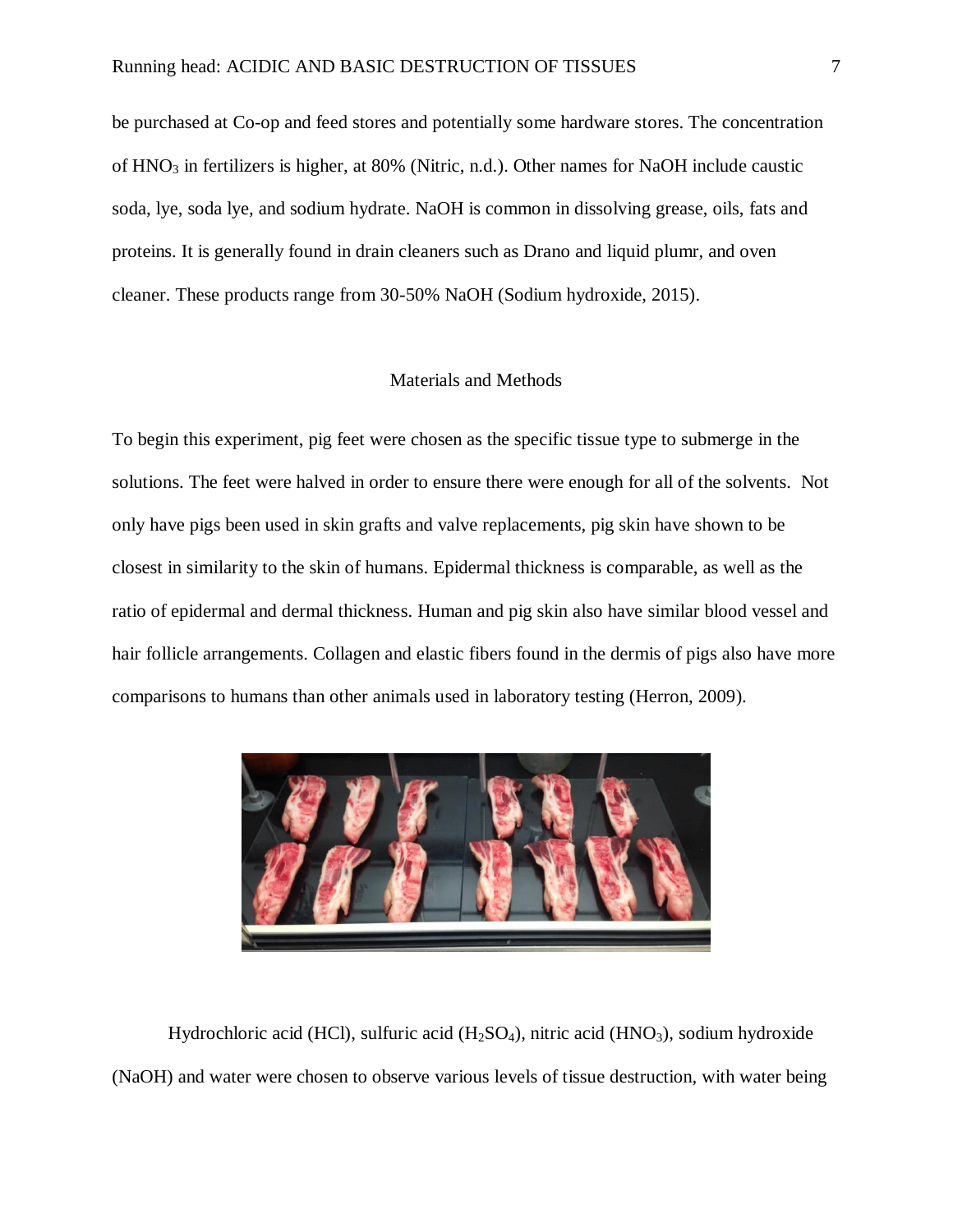be purchased at Co-op and feed stores and potentially some hardware stores. The concentration of $HNO_3$ in fertilizers is higher, at 80% (Nitric, n.d.). Other names for NaOH include caustic soda, lye, soda lye, and sodium hydrate. NaOH is common in dissolving grease, oils, fats and proteins. It is generally found in drain cleaners such as Drano and liquid plumr, and oven cleaner. These products range from 30-50% NaOH (Sodium hydroxide, 2015).

## Materials and Methods

To begin this experiment, pig feet were chosen as the specific tissue type to submerge in the solutions. The feet were halved in order to ensure there were enough for all of the solvents. Not only have pigs been used in skin grafts and valve replacements, pig skin have shown to be closest in similarity to the skin of humans. Epidermal thickness is comparable, as well as the ratio of epidermal and dermal thickness. Human and pig skin also have similar blood vessel and hair follicle arrangements. Collagen and elastic fibers found in the dermis of pigs also have more comparisons to humans than other animals used in laboratory testing (Herron, 2009).

Hydrochloric acid (HCl), sulfuric acid ($H_2SO_4$), nitric acid ($HNO_3$), sodium hydroxide (NaOH) and water were chosen to observe various levels of tissue destruction, with water being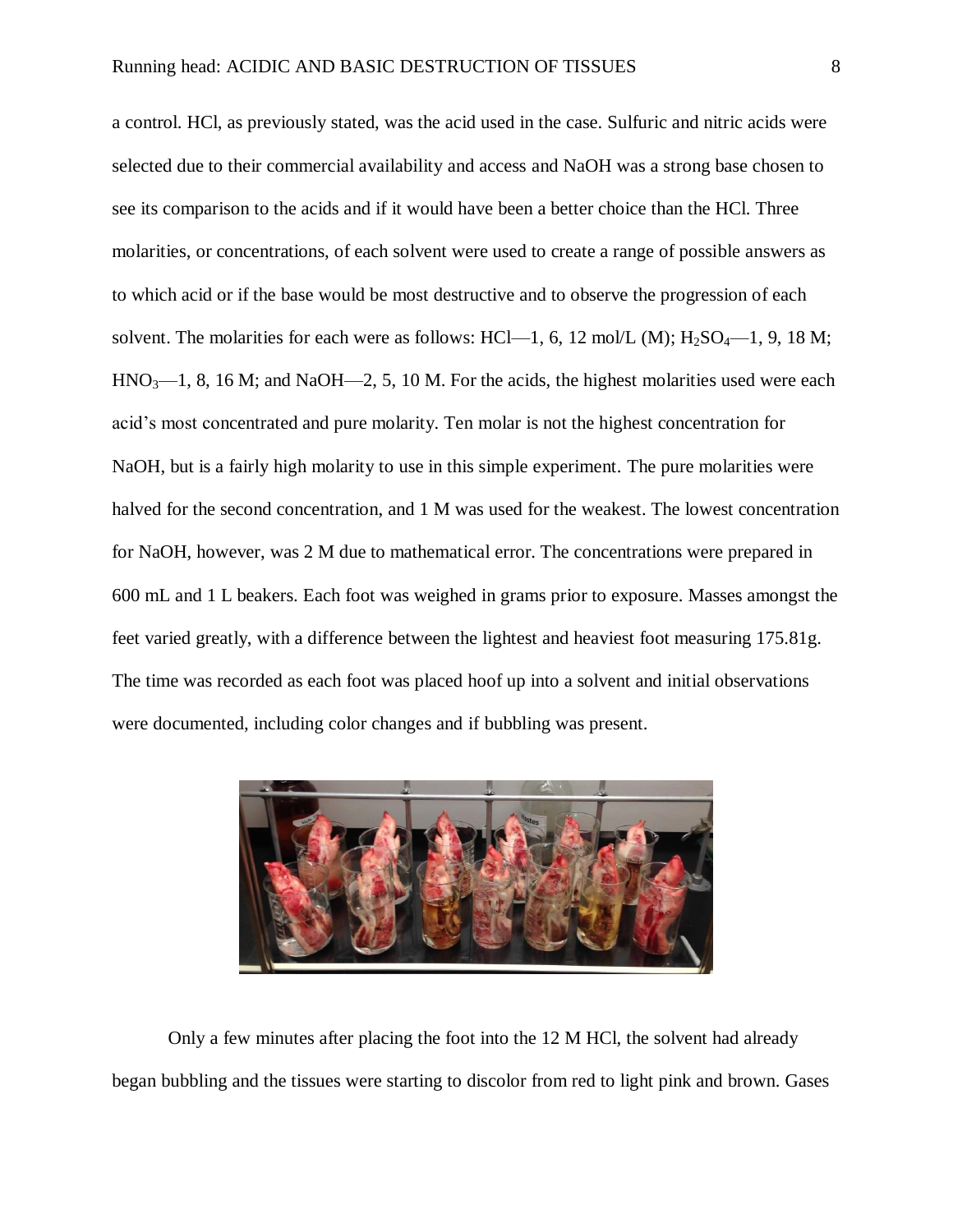a control. HCl, as previously stated, was the acid used in the case. Sulfuric and nitric acids were selected due to their commercial availability and access and NaOH was a strong base chosen to see its comparison to the acids and if it would have been a better choice than the HCl. Three molarities, or concentrations, of each solvent were used to create a range of possible answers as to which acid or if the base would be most destructive and to observe the progression of each solvent. The molarities for each were as follows: HCl—1, 6, 12 mol/L (M); $H_2SO_4$—1, 9, 18 M; $HNO_3$—1, 8, 16 M; and NaOH—2, 5, 10 M. For the acids, the highest molarities used were each acid's most concentrated and pure molarity. Ten molar is not the highest concentration for NaOH, but is a fairly high molarity to use in this simple experiment. The pure molarities were halved for the second concentration, and 1 M was used for the weakest. The lowest concentration for NaOH, however, was 2 M due to mathematical error. The concentrations were prepared in 600 mL and 1 L beakers. Each foot was weighed in grams prior to exposure. Masses amongst the feet varied greatly, with a difference between the lightest and heaviest foot measuring 175.81g. The time was recorded as each foot was placed hoof up into a solvent and initial observations were documented, including color changes and if bubbling was present.

Only a few minutes after placing the foot into the 12 M HCl, the solvent had already began bubbling and the tissues were starting to discolor from red to light pink and brown. Gases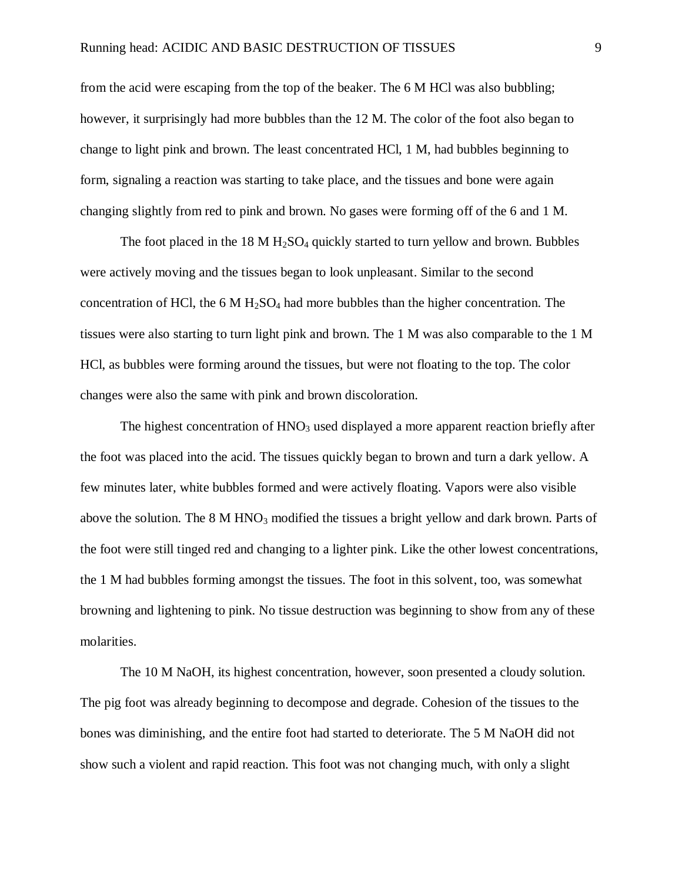from the acid were escaping from the top of the beaker. The 6 M HCl was also bubbling; however, it surprisingly had more bubbles than the 12 M. The color of the foot also began to change to light pink and brown. The least concentrated HCl, 1 M, had bubbles beginning to form, signaling a reaction was starting to take place, and the tissues and bone were again changing slightly from red to pink and brown. No gases were forming off of the 6 and 1 M.

The foot placed in the 18 M $H_2SO_4$ quickly started to turn yellow and brown. Bubbles were actively moving and the tissues began to look unpleasant. Similar to the second concentration of HCl, the 6 M $H_2SO_4$ had more bubbles than the higher concentration. The tissues were also starting to turn light pink and brown. The 1 M was also comparable to the 1 M HCl, as bubbles were forming around the tissues, but were not floating to the top. The color changes were also the same with pink and brown discoloration.

The highest concentration of $HNO_3$ used displayed a more apparent reaction briefly after the foot was placed into the acid. The tissues quickly began to brown and turn a dark yellow. A few minutes later, white bubbles formed and were actively floating. Vapors were also visible above the solution. The 8 M $HNO_3$ modified the tissues a bright yellow and dark brown. Parts of the foot were still tinged red and changing to a lighter pink. Like the other lowest concentrations, the 1 M had bubbles forming amongst the tissues. The foot in this solvent, too, was somewhat browning and lightening to pink. No tissue destruction was beginning to show from any of these molarities.

The 10 M NaOH, its highest concentration, however, soon presented a cloudy solution. The pig foot was already beginning to decompose and degrade. Cohesion of the tissues to the bones was diminishing, and the entire foot had started to deteriorate. The 5 M NaOH did not show such a violent and rapid reaction. This foot was not changing much, with only a slight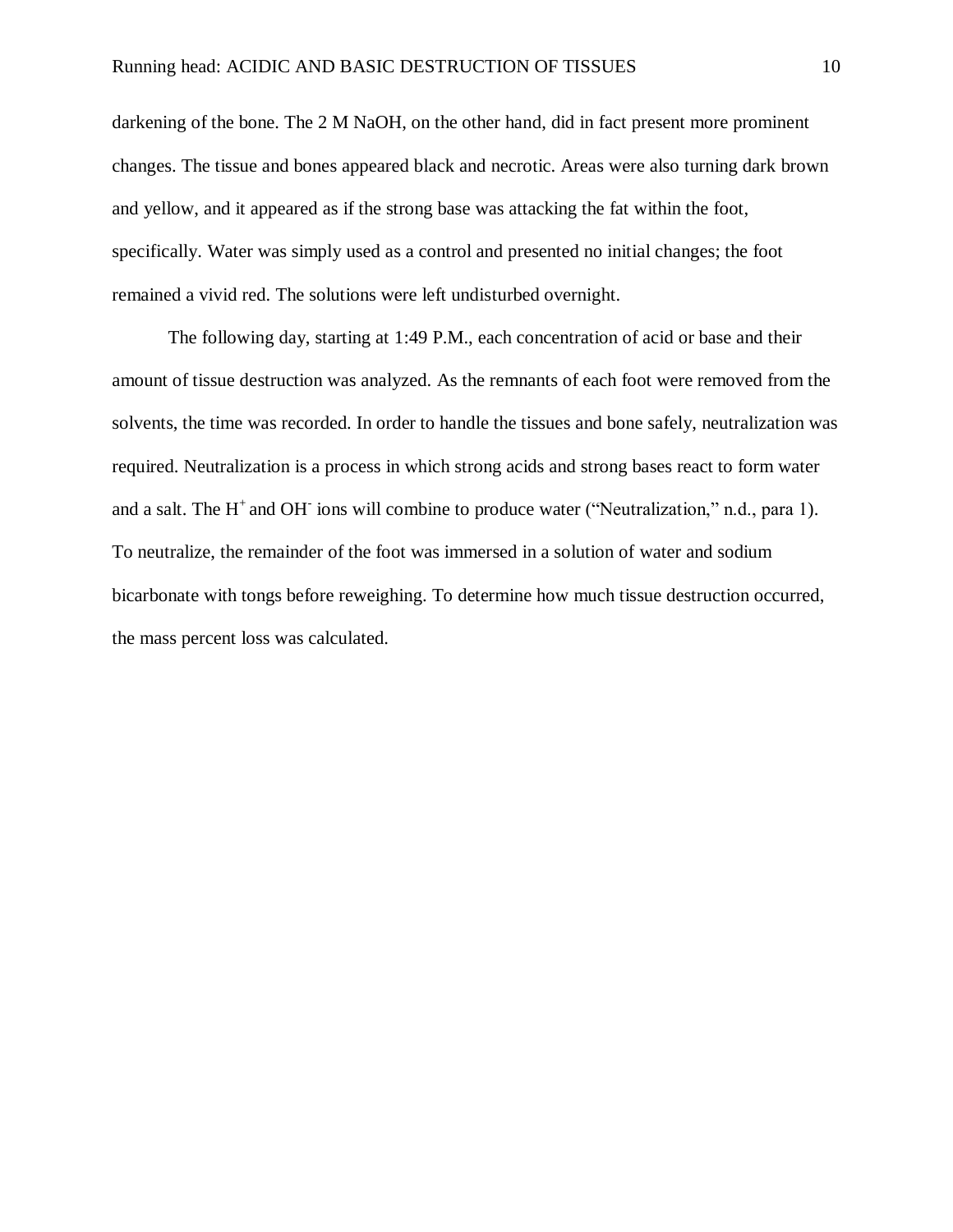darkening of the bone. The 2 M NaOH, on the other hand, did in fact present more prominent changes. The tissue and bones appeared black and necrotic. Areas were also turning dark brown and yellow, and it appeared as if the strong base was attacking the fat within the foot, specifically. Water was simply used as a control and presented no initial changes; the foot remained a vivid red. The solutions were left undisturbed overnight.

The following day, starting at 1:49 P.M., each concentration of acid or base and their amount of tissue destruction was analyzed. As the remnants of each foot were removed from the solvents, the time was recorded. In order to handle the tissues and bone safely, neutralization was required. Neutralization is a process in which strong acids and strong bases react to form water and a salt. The $H^+$ and $OH^-$ ions will combine to produce water ("Neutralization," n.d., para 1). To neutralize, the remainder of the foot was immersed in a solution of water and sodium bicarbonate with tongs before reweighing. To determine how much tissue destruction occurred, the mass percent loss was calculated.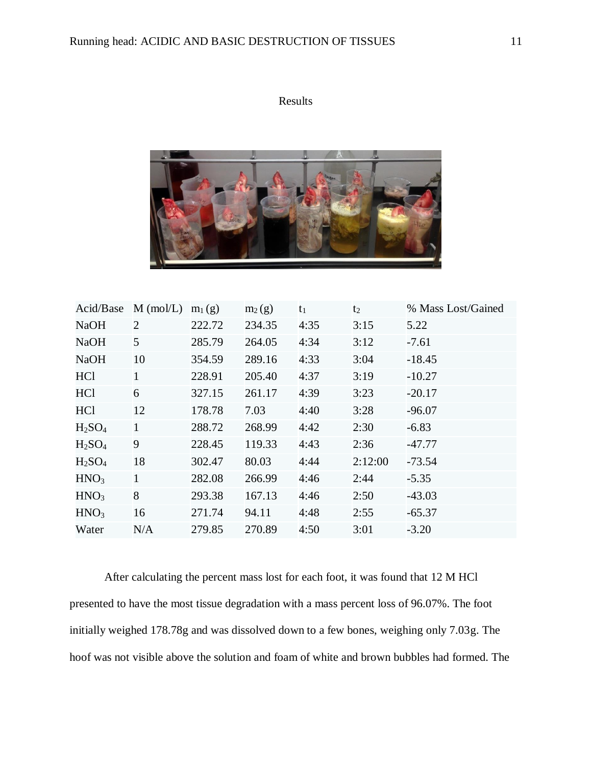## Results

| Acid/Base | M (mol/L) | $m_1$ (g) | $m_2$ (g) | $t_1$ | $t_2$ | % Mass Lost/Gained |
|---|---|---|---|---|---|---|
| NaOH | 2 | 222.72 | 234.35 | 4:35 | 3:15 | 5.22 |
| NaOH | 5 | 285.79 | 264.05 | 4:34 | 3:12 | -7.61 |
| NaOH | 10 | 354.59 | 289.16 | 4:33 | 3:04 | -18.45 |
| HCl | 1 | 228.91 | 205.40 | 4:37 | 3:19 | -10.27 |
| HCl | 6 | 327.15 | 261.17 | 4:39 | 3:23 | -20.17 |
| HCl | 12 | 178.78 | 7.03 | 4:40 | 3:28 | -96.07 |
| $H_2SO_4$ | 1 | 288.72 | 268.99 | 4:42 | 2:30 | -6.83 |
| $H_2SO_4$ | 9 | 228.45 | 119.33 | 4:43 | 2:36 | -47.77 |
| $H_2SO_4$ | 18 | 302.47 | 80.03 | 4:44 | 2:12:00 | -73.54 |
| $HNO_3$ | 1 | 282.08 | 266.99 | 4:46 | 2:44 | -5.35 |
| $HNO_3$ | 8 | 293.38 | 167.13 | 4:46 | 2:50 | -43.03 |
| $HNO_3$ | 16 | 271.74 | 94.11 | 4:48 | 2:55 | -65.37 |
| Water | N/A | 279.85 | 270.89 | 4:50 | 3:01 | -3.20 |

After calculating the percent mass lost for each foot, it was found that 12 M HCl presented to have the most tissue degradation with a mass percent loss of 96.07%. The foot initially weighed 178.78g and was dissolved down to a few bones, weighing only 7.03g. The hoof was not visible above the solution and foam of white and brown bubbles had formed. The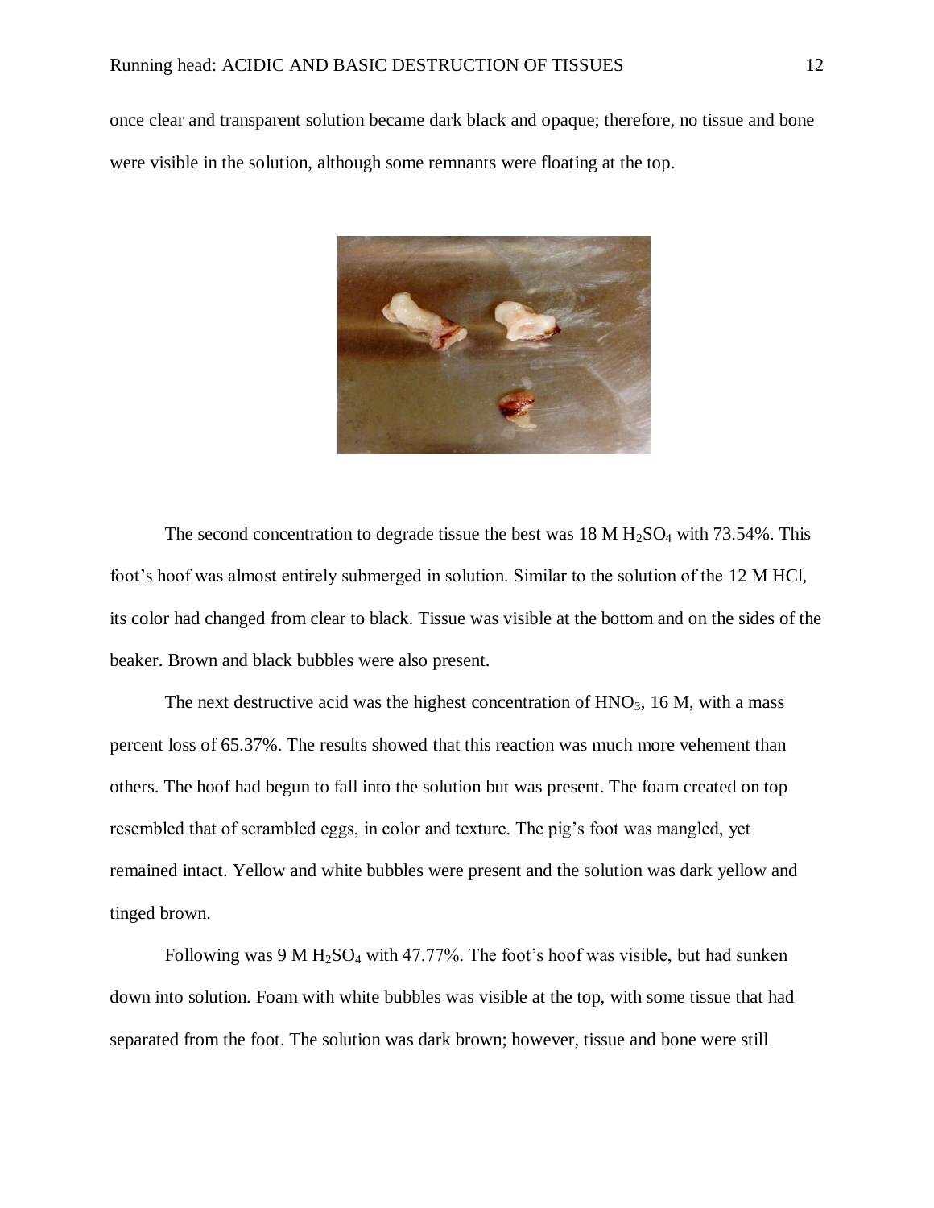once clear and transparent solution became dark black and opaque; therefore, no tissue and bone were visible in the solution, although some remnants were floating at the top.

The second concentration to degrade tissue the best was 18 M $H_2SO_4$ with 73.54%. This foot's hoof was almost entirely submerged in solution. Similar to the solution of the 12 M HCl, its color had changed from clear to black. Tissue was visible at the bottom and on the sides of the beaker. Brown and black bubbles were also present.

The next destructive acid was the highest concentration of $HNO_3$, 16 M, with a mass percent loss of 65.37%. The results showed that this reaction was much more vehement than others. The hoof had begun to fall into the solution but was present. The foam created on top resembled that of scrambled eggs, in color and texture. The pig's foot was mangled, yet remained intact. Yellow and white bubbles were present and the solution was dark yellow and tinged brown.

Following was 9 M $H_2SO_4$ with 47.77%. The foot's hoof was visible, but had sunken down into solution. Foam with white bubbles was visible at the top, with some tissue that had separated from the foot. The solution was dark brown; however, tissue and bone were still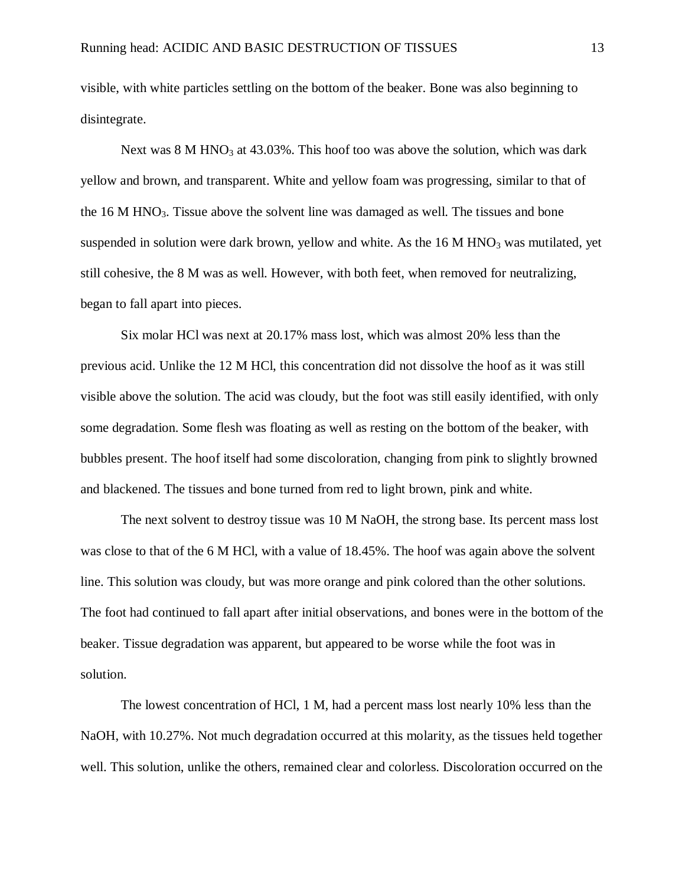visible, with white particles settling on the bottom of the beaker. Bone was also beginning to disintegrate.

Next was 8 M $HNO_3$ at 43.03%. This hoof too was above the solution, which was dark yellow and brown, and transparent. White and yellow foam was progressing, similar to that of the 16 M $HNO_3$. Tissue above the solvent line was damaged as well. The tissues and bone suspended in solution were dark brown, yellow and white. As the 16 M $HNO_3$ was mutilated, yet still cohesive, the 8 M was as well. However, with both feet, when removed for neutralizing, began to fall apart into pieces.

Six molar HCl was next at 20.17% mass lost, which was almost 20% less than the previous acid. Unlike the 12 M HCl, this concentration did not dissolve the hoof as it was still visible above the solution. The acid was cloudy, but the foot was still easily identified, with only some degradation. Some flesh was floating as well as resting on the bottom of the beaker, with bubbles present. The hoof itself had some discoloration, changing from pink to slightly browned and blackened. The tissues and bone turned from red to light brown, pink and white.

The next solvent to destroy tissue was 10 M NaOH, the strong base. Its percent mass lost was close to that of the 6 M HCl, with a value of 18.45%. The hoof was again above the solvent line. This solution was cloudy, but was more orange and pink colored than the other solutions. The foot had continued to fall apart after initial observations, and bones were in the bottom of the beaker. Tissue degradation was apparent, but appeared to be worse while the foot was in solution.

The lowest concentration of HCl, 1 M, had a percent mass lost nearly 10% less than the NaOH, with 10.27%. Not much degradation occurred at this molarity, as the tissues held together well. This solution, unlike the others, remained clear and colorless. Discoloration occurred on the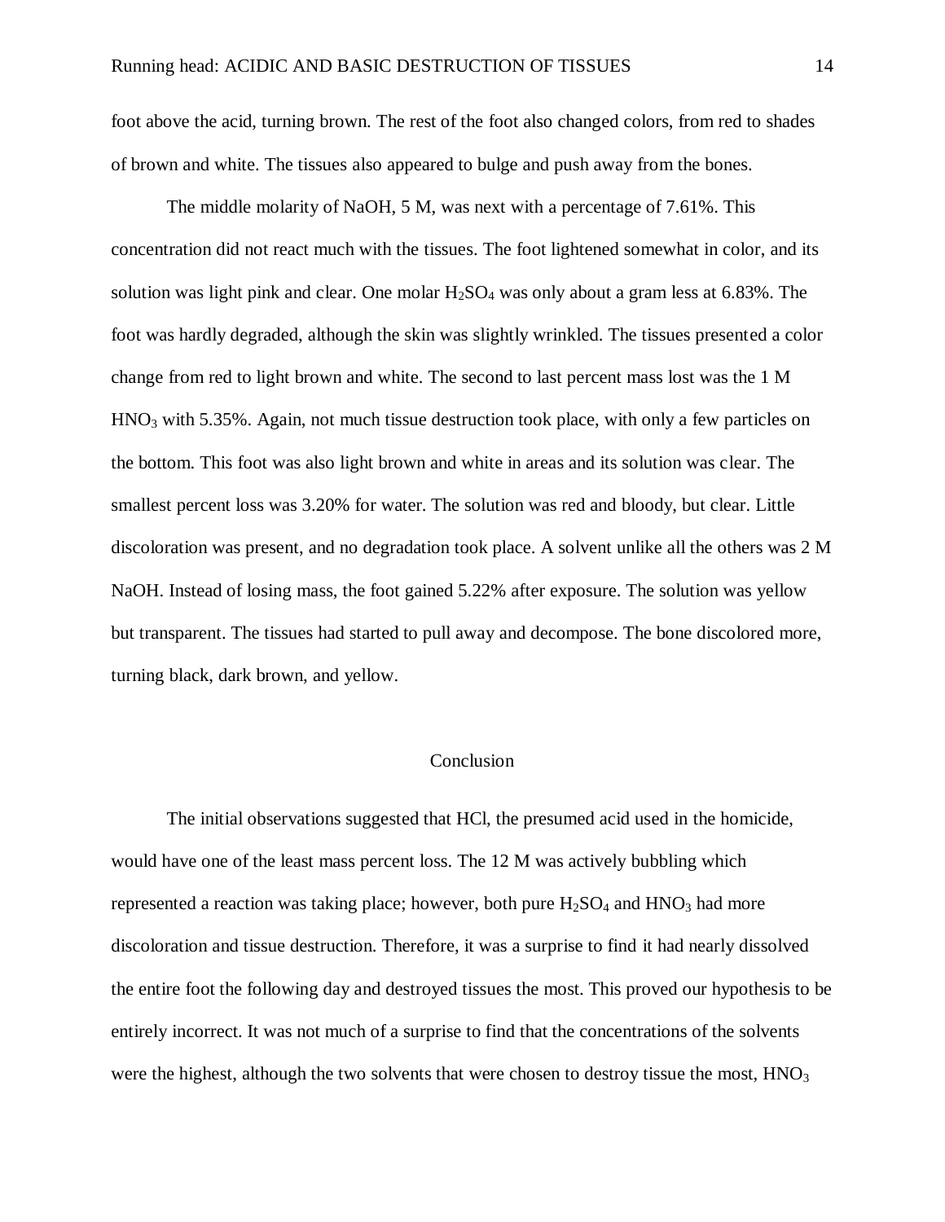foot above the acid, turning brown. The rest of the foot also changed colors, from red to shades of brown and white. The tissues also appeared to bulge and push away from the bones.

The middle molarity of NaOH, 5 M, was next with a percentage of 7.61%. This concentration did not react much with the tissues. The foot lightened somewhat in color, and its solution was light pink and clear. One molar $H_2SO_4$ was only about a gram less at 6.83%. The foot was hardly degraded, although the skin was slightly wrinkled. The tissues presented a color change from red to light brown and white. The second to last percent mass lost was the 1 M $HNO_3$ with 5.35%. Again, not much tissue destruction took place, with only a few particles on the bottom. This foot was also light brown and white in areas and its solution was clear. The smallest percent loss was 3.20% for water. The solution was red and bloody, but clear. Little discoloration was present, and no degradation took place. A solvent unlike all the others was 2 M NaOH. Instead of losing mass, the foot gained 5.22% after exposure. The solution was yellow but transparent. The tissues had started to pull away and decompose. The bone discolored more, turning black, dark brown, and yellow.

## Conclusion

The initial observations suggested that HCl, the presumed acid used in the homicide, would have one of the least mass percent loss. The 12 M was actively bubbling which represented a reaction was taking place; however, both pure $H_2SO_4$ and $HNO_3$ had more discoloration and tissue destruction. Therefore, it was a surprise to find it had nearly dissolved the entire foot the following day and destroyed tissues the most. This proved our hypothesis to be entirely incorrect. It was not much of a surprise to find that the concentrations of the solvents were the highest, although the two solvents that were chosen to destroy tissue the most, $HNO_3$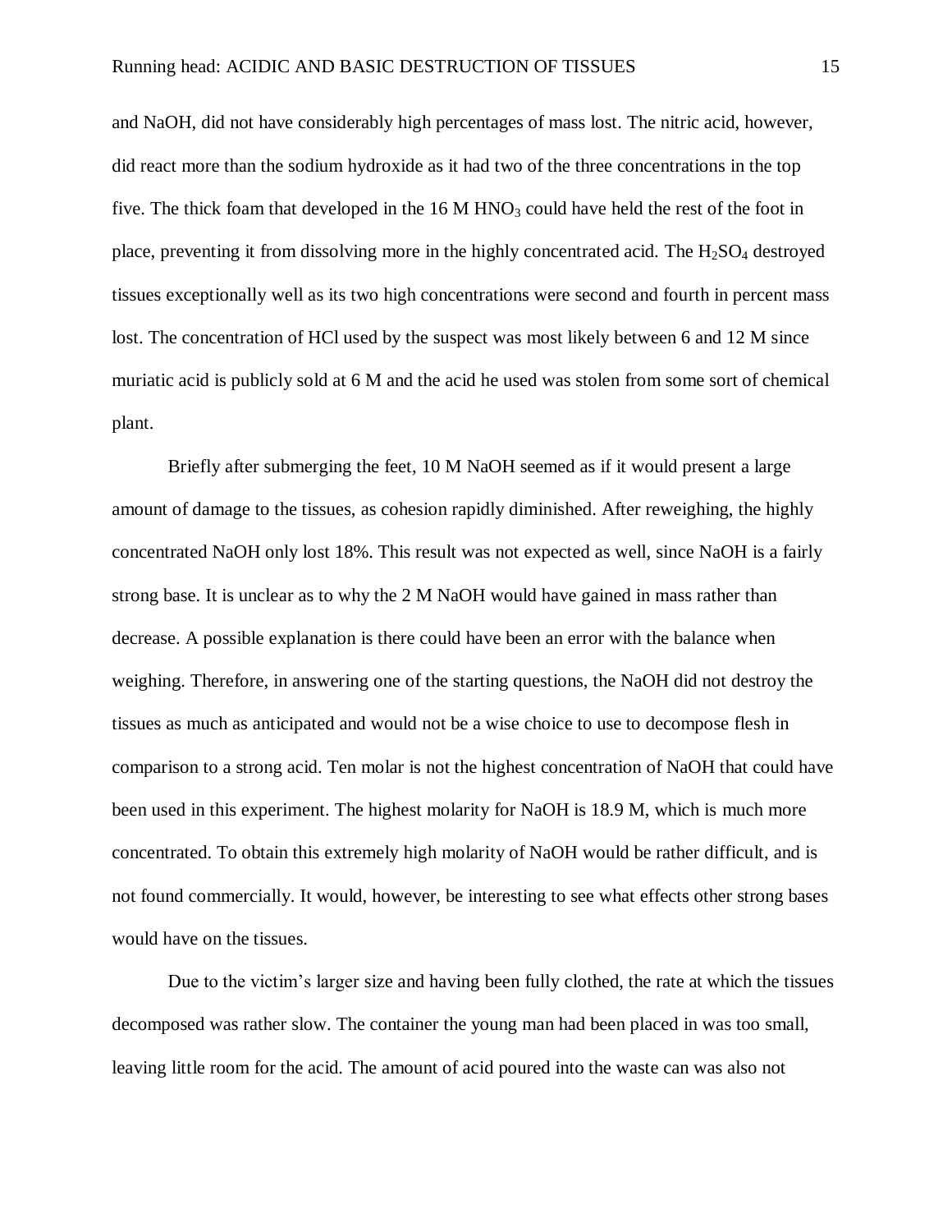and NaOH, did not have considerably high percentages of mass lost. The nitric acid, however, did react more than the sodium hydroxide as it had two of the three concentrations in the top five. The thick foam that developed in the 16 M $HNO_3$ could have held the rest of the foot in place, preventing it from dissolving more in the highly concentrated acid. The $H_2SO_4$ destroyed tissues exceptionally well as its two high concentrations were second and fourth in percent mass lost. The concentration of HCl used by the suspect was most likely between 6 and 12 M since muriatic acid is publicly sold at 6 M and the acid he used was stolen from some sort of chemical plant.

Briefly after submerging the feet, 10 M NaOH seemed as if it would present a large amount of damage to the tissues, as cohesion rapidly diminished. After reweighing, the highly concentrated NaOH only lost 18%. This result was not expected as well, since NaOH is a fairly strong base. It is unclear as to why the 2 M NaOH would have gained in mass rather than decrease. A possible explanation is there could have been an error with the balance when weighing. Therefore, in answering one of the starting questions, the NaOH did not destroy the tissues as much as anticipated and would not be a wise choice to use to decompose flesh in comparison to a strong acid. Ten molar is not the highest concentration of NaOH that could have been used in this experiment. The highest molarity for NaOH is 18.9 M, which is much more concentrated. To obtain this extremely high molarity of NaOH would be rather difficult, and is not found commercially. It would, however, be interesting to see what effects other strong bases would have on the tissues.

Due to the victim's larger size and having been fully clothed, the rate at which the tissues decomposed was rather slow. The container the young man had been placed in was too small, leaving little room for the acid. The amount of acid poured into the waste can was also not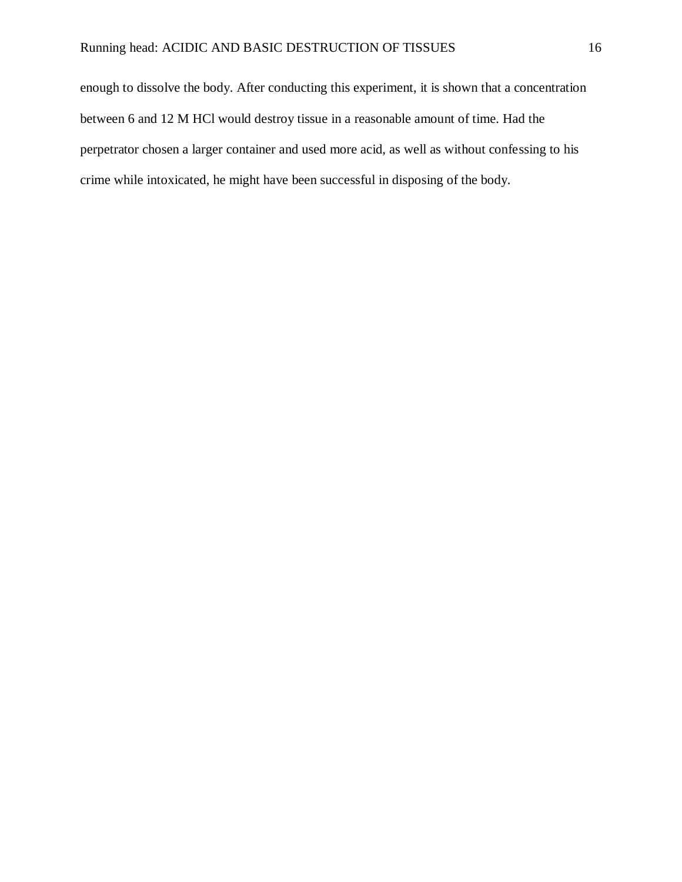enough to dissolve the body. After conducting this experiment, it is shown that a concentration between 6 and 12 M HCl would destroy tissue in a reasonable amount of time. Had the perpetrator chosen a larger container and used more acid, as well as without confessing to his crime while intoxicated, he might have been successful in disposing of the body.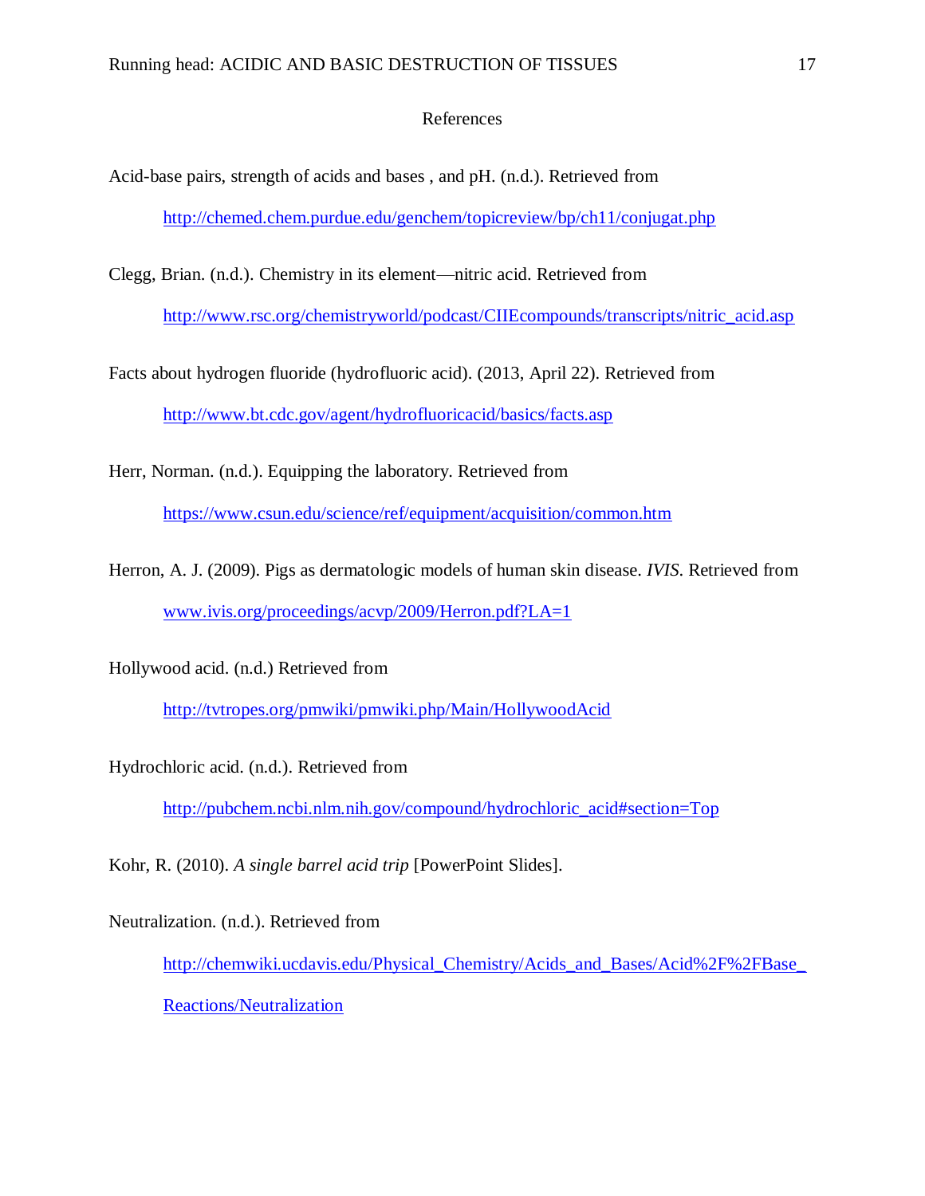# References

Acid-base pairs, strength of acids and bases , and pH. (n.d.). Retrieved from http://chemed.chem.purdue.edu/genchem/topicreview/bp/ch11/conjugat.php

Clegg, Brian. (n.d.). Chemistry in its element—nitric acid. Retrieved from http://www.rsc.org/chemistryworld/podcast/CIIEcompounds/transcripts/nitric_acid.asp

Facts about hydrogen fluoride (hydrofluoric acid). (2013, April 22). Retrieved from http://www.bt.cdc.gov/agent/hydrofluoricacid/basics/facts.asp

Herr, Norman. (n.d.). Equipping the laboratory. Retrieved from https://www.csun.edu/science/ref/equipment/acquisition/common.htm

Herron, A. J. (2009). Pigs as dermatologic models of human skin disease. *IVIS*. Retrieved from www.ivis.org/proceedings/acvp/2009/Herron.pdf?LA=1

Hollywood acid. (n.d.) Retrieved from http://tvtropes.org/pmwiki/pmwiki.php/Main/HollywoodAcid

Hydrochloric acid. (n.d.). Retrieved from http://pubchem.ncbi.nlm.nih.gov/compound/hydrochloric_acid#section=Top

Kohr, R. (2010). *A single barrel acid trip* [PowerPoint Slides].

Neutralization. (n.d.). Retrieved from http://chemwiki.ucdavis.edu/Physical_Chemistry/Acids_and_Bases/Acid%2F%2FBase_Reactions/Neutralization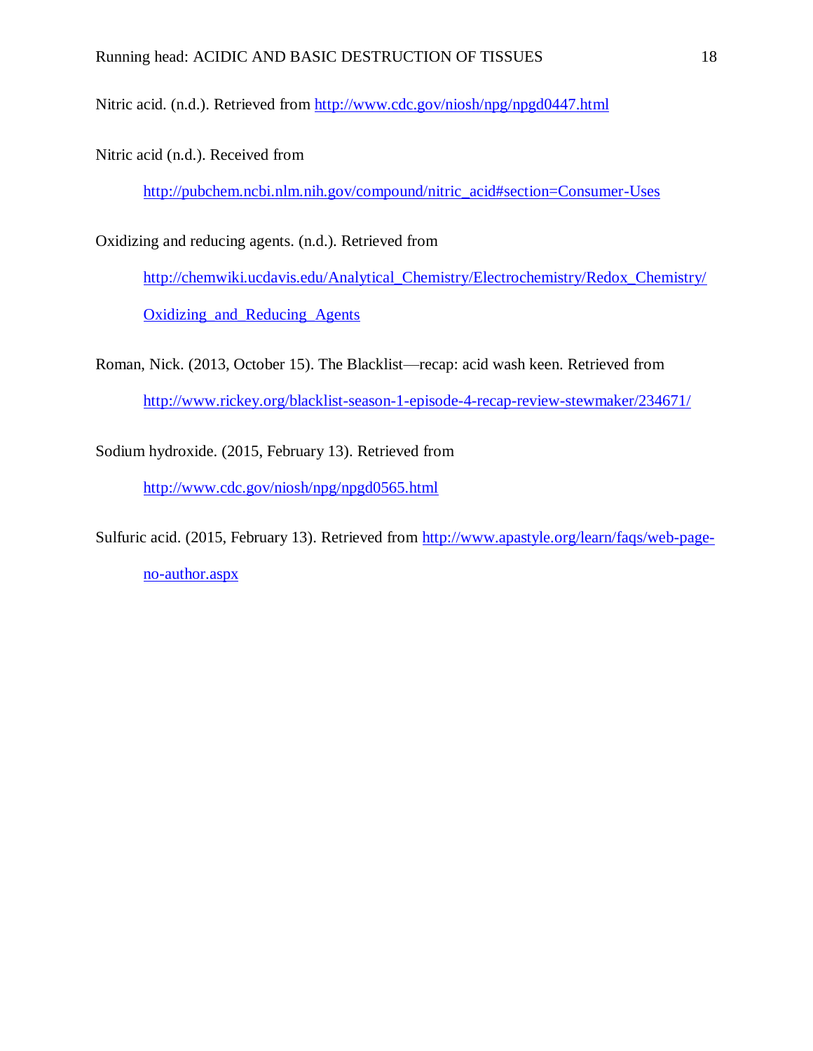Nitric acid. (n.d.). Retrieved from http://www.cdc.gov/niosh/npg/npgd0447.html

Nitric acid (n.d.). Received from http://pubchem.ncbi.nlm.nih.gov/compound/nitric_acid#section=Consumer-Uses

Oxidizing and reducing agents. (n.d.). Retrieved from http://chemwiki.ucdavis.edu/Analytical_Chemistry/Electrochemistry/Redox_Chemistry/Oxidizing_and_Reducing_Agents

Roman, Nick. (2013, October 15). The Blacklist—recap: acid wash keen. Retrieved from http://www.rickey.org/blacklist-season-1-episode-4-recap-review-stewmaker/234671/

Sodium hydroxide. (2015, February 13). Retrieved from http://www.cdc.gov/niosh/npg/npgd0565.html

Sulfuric acid. (2015, February 13). Retrieved from http://www.apastyle.org/learn/faqs/web-page-no-author.aspx